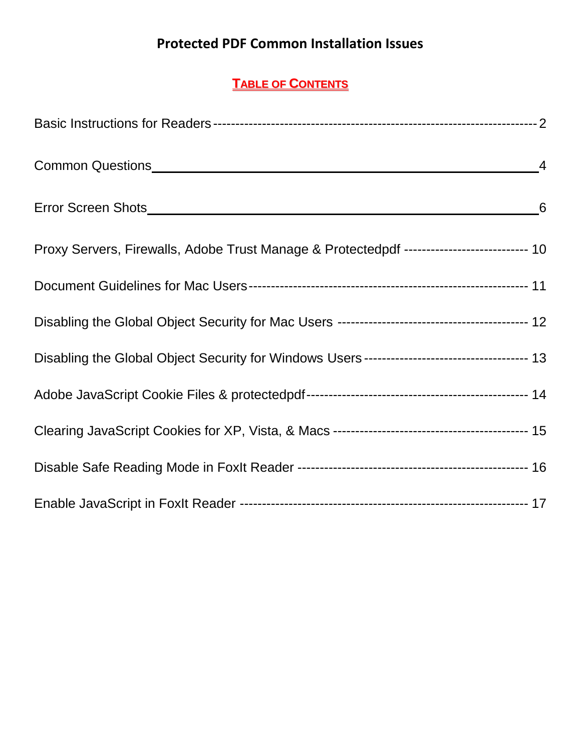# Protected PDF Common Installation Issues

## TABLE OF CONTENTS

Basic Instructions for Readers ---------------------------------------------------------------------- 2

Common Questions ______________________________________________ 4

Error Screen Shots ______________________________________________ 6

Proxy Servers, Firewalls, Adobe Trust Manage & Protectedpdf ---------------------------- 10

Document Guidelines for Mac Users ------------------------------------------------------------ 11

Disabling the Global Object Security for Mac Users ------------------------------------------- 12

Disabling the Global Object Security for Windows Users ------------------------------------ 13

Adobe JavaScript Cookie Files & protectedpdf ----------------------------------------------- 14

Clearing JavaScript Cookies for XP, Vista, & Macs -------------------------------------------- 15

Disable Safe Reading Mode in FoxIt Reader ------------------------------------------------- 16

Enable JavaScript in FoxIt Reader -------------------------------------------------------------- 17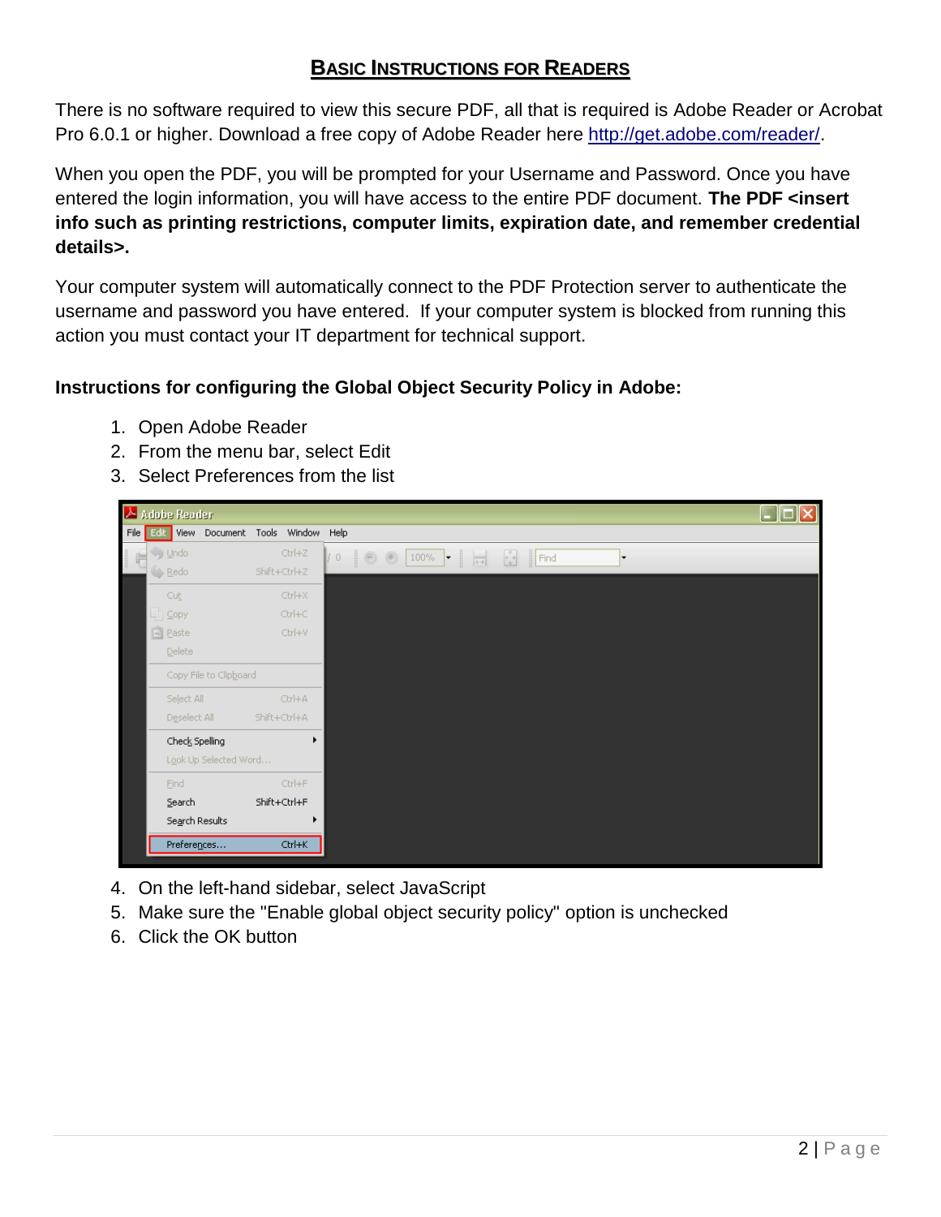## BASIC INSTRUCTIONS FOR READERS

There is no software required to view this secure PDF, all that is required is Adobe Reader or Acrobat Pro 6.0.1 or higher. Download a free copy of Adobe Reader here http://get.adobe.com/reader/.

When you open the PDF, you will be prompted for your Username and Password. Once you have entered the login information, you will have access to the entire PDF document. **The PDF <insert info such as printing restrictions, computer limits, expiration date, and remember credential details>.**

Your computer system will automatically connect to the PDF Protection server to authenticate the username and password you have entered. If your computer system is blocked from running this action you must contact your IT department for technical support.

**Instructions for configuring the Global Object Security Policy in Adobe:**

1. Open Adobe Reader
2. From the menu bar, select Edit
3. Select Preferences from the list
4. On the left-hand sidebar, select JavaScript
5. Make sure the "Enable global object security policy" option is unchecked
6. Click the OK button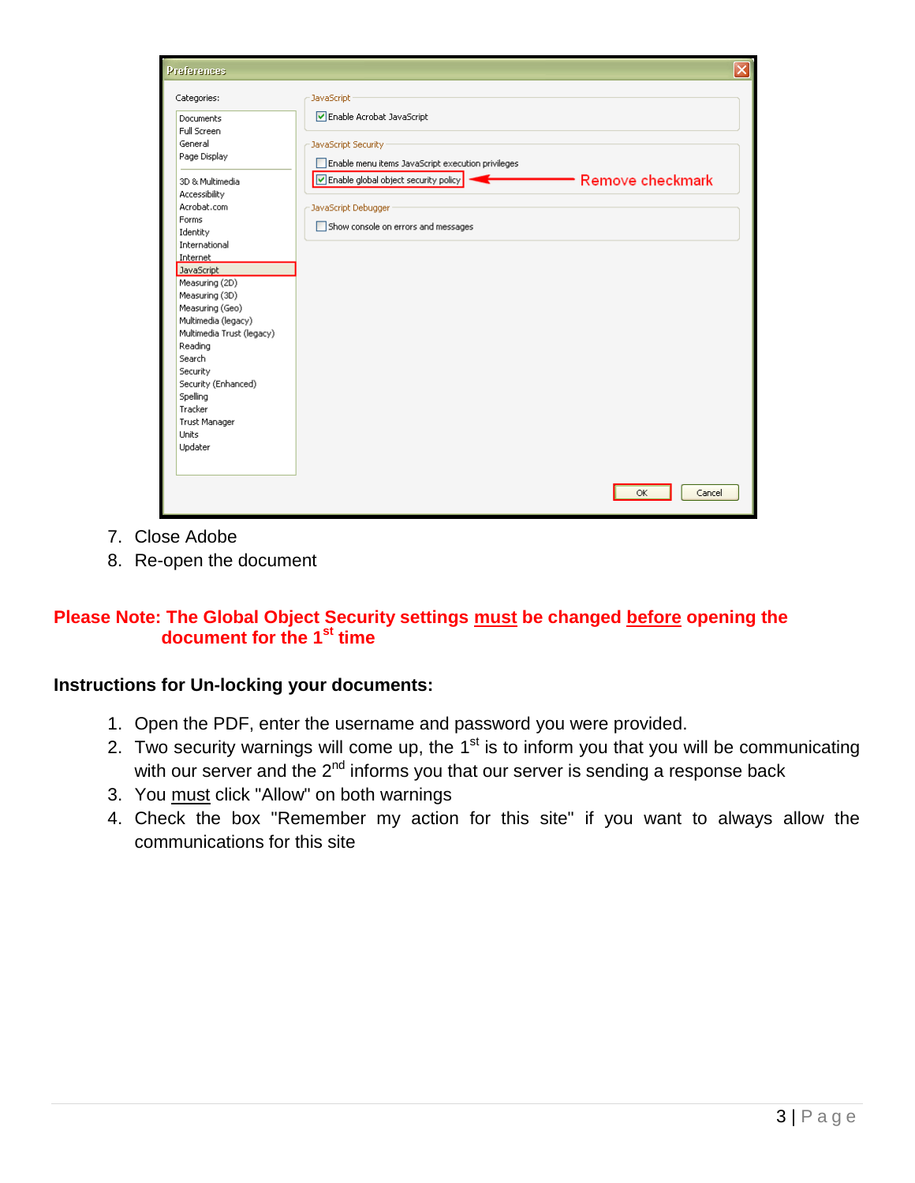7. Close Adobe
8. Re-open the document

**Please Note: The Global Object Security settings <u>must</u> be changed <u>before</u> opening the document for the 1st time**

**Instructions for Un-locking your documents:**

1. Open the PDF, enter the username and password you were provided.
2. Two security warnings will come up, the 1st is to inform you that you will be communicating with our server and the 2nd informs you that our server is sending a response back
3. You <u>must</u> click "Allow" on both warnings
4. Check the box "Remember my action for this site" if you want to always allow the communications for this site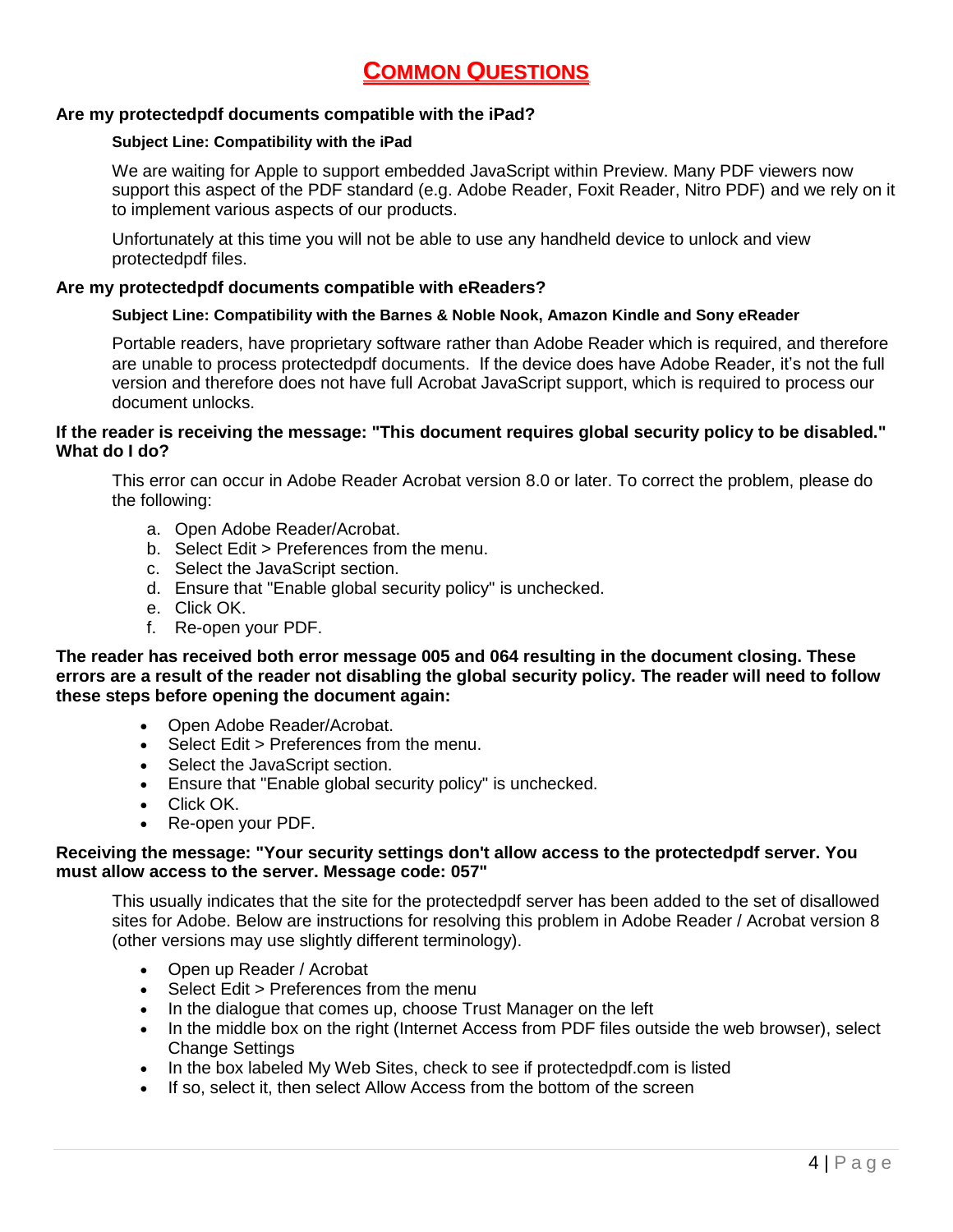# COMMON QUESTIONS

**Are my protectedpdf documents compatible with the iPad?**

**Subject Line: Compatibility with the iPad**

We are waiting for Apple to support embedded JavaScript within Preview. Many PDF viewers now support this aspect of the PDF standard (e.g. Adobe Reader, Foxit Reader, Nitro PDF) and we rely on it to implement various aspects of our products.

Unfortunately at this time you will not be able to use any handheld device to unlock and view protectedpdf files.

**Are my protectedpdf documents compatible with eReaders?**

**Subject Line: Compatibility with the Barnes & Noble Nook, Amazon Kindle and Sony eReader**

Portable readers, have proprietary software rather than Adobe Reader which is required, and therefore are unable to process protectedpdf documents. If the device does have Adobe Reader, it's not the full version and therefore does not have full Acrobat JavaScript support, which is required to process our document unlocks.

**If the reader is receiving the message: "This document requires global security policy to be disabled." What do I do?**

This error can occur in Adobe Reader Acrobat version 8.0 or later. To correct the problem, please do the following:

a. Open Adobe Reader/Acrobat.
b. Select Edit > Preferences from the menu.
c. Select the JavaScript section.
d. Ensure that "Enable global security policy" is unchecked.
e. Click OK.
f. Re-open your PDF.

**The reader has received both error message 005 and 064 resulting in the document closing. These errors are a result of the reader not disabling the global security policy. The reader will need to follow these steps before opening the document again:**

- Open Adobe Reader/Acrobat.
- Select Edit > Preferences from the menu.
- Select the JavaScript section.
- Ensure that "Enable global security policy" is unchecked.
- Click OK.
- Re-open your PDF.

**Receiving the message: "Your security settings don't allow access to the protectedpdf server. You must allow access to the server. Message code: 057"**

This usually indicates that the site for the protectedpdf server has been added to the set of disallowed sites for Adobe. Below are instructions for resolving this problem in Adobe Reader / Acrobat version 8 (other versions may use slightly different terminology).

- Open up Reader / Acrobat
- Select Edit > Preferences from the menu
- In the dialogue that comes up, choose Trust Manager on the left
- In the middle box on the right (Internet Access from PDF files outside the web browser), select Change Settings
- In the box labeled My Web Sites, check to see if protectedpdf.com is listed
- If so, select it, then select Allow Access from the bottom of the screen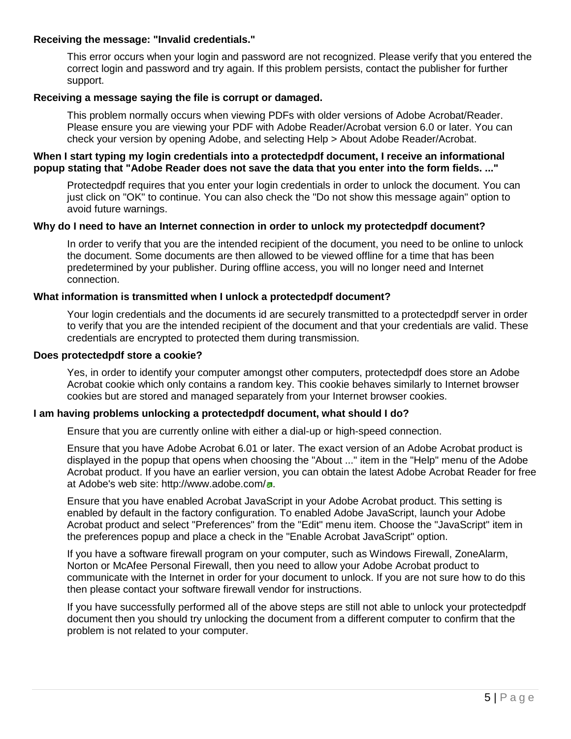**Receiving the message: "Invalid credentials."**

This error occurs when your login and password are not recognized. Please verify that you entered the correct login and password and try again. If this problem persists, contact the publisher for further support.

**Receiving a message saying the file is corrupt or damaged.**

This problem normally occurs when viewing PDFs with older versions of Adobe Acrobat/Reader. Please ensure you are viewing your PDF with Adobe Reader/Acrobat version 6.0 or later. You can check your version by opening Adobe, and selecting Help > About Adobe Reader/Acrobat.

**When I start typing my login credentials into a protectedpdf document, I receive an informational popup stating that "Adobe Reader does not save the data that you enter into the form fields. ..."**

Protectedpdf requires that you enter your login credentials in order to unlock the document. You can just click on "OK" to continue. You can also check the "Do not show this message again" option to avoid future warnings.

**Why do I need to have an Internet connection in order to unlock my protectedpdf document?**

In order to verify that you are the intended recipient of the document, you need to be online to unlock the document. Some documents are then allowed to be viewed offline for a time that has been predetermined by your publisher. During offline access, you will no longer need and Internet connection.

**What information is transmitted when I unlock a protectedpdf document?**

Your login credentials and the documents id are securely transmitted to a protectedpdf server in order to verify that you are the intended recipient of the document and that your credentials are valid. These credentials are encrypted to protected them during transmission.

**Does protectedpdf store a cookie?**

Yes, in order to identify your computer amongst other computers, protectedpdf does store an Adobe Acrobat cookie which only contains a random key. This cookie behaves similarly to Internet browser cookies but are stored and managed separately from your Internet browser cookies.

**I am having problems unlocking a protectedpdf document, what should I do?**

Ensure that you are currently online with either a dial-up or high-speed connection.

Ensure that you have Adobe Acrobat 6.01 or later. The exact version of an Adobe Acrobat product is displayed in the popup that opens when choosing the "About ..." item in the "Help" menu of the Adobe Acrobat product. If you have an earlier version, you can obtain the latest Adobe Acrobat Reader for free at Adobe's web site: http://www.adobe.com/.

Ensure that you have enabled Acrobat JavaScript in your Adobe Acrobat product. This setting is enabled by default in the factory configuration. To enabled Adobe JavaScript, launch your Adobe Acrobat product and select "Preferences" from the "Edit" menu item. Choose the "JavaScript" item in the preferences popup and place a check in the "Enable Acrobat JavaScript" option.

If you have a software firewall program on your computer, such as Windows Firewall, ZoneAlarm, Norton or McAfee Personal Firewall, then you need to allow your Adobe Acrobat product to communicate with the Internet in order for your document to unlock. If you are not sure how to do this then please contact your software firewall vendor for instructions.

If you have successfully performed all of the above steps are still not able to unlock your protectedpdf document then you should try unlocking the document from a different computer to confirm that the problem is not related to your computer.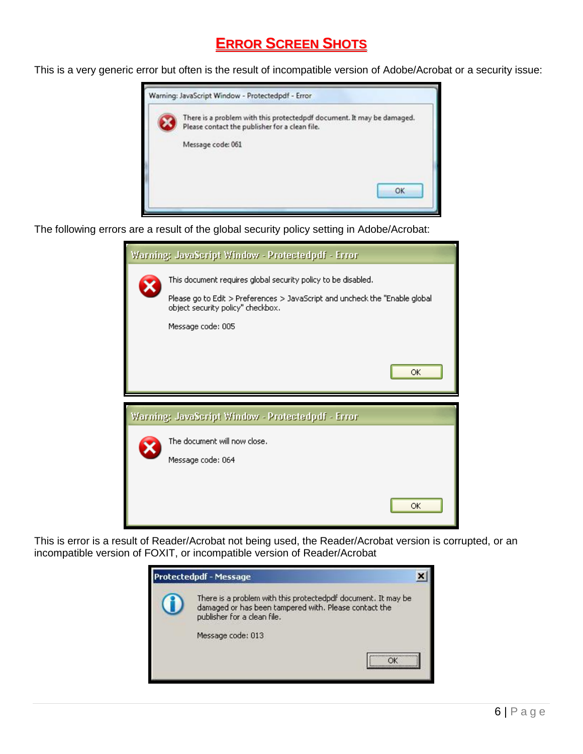## Error Screen Shots

This is a very generic error but often is the result of incompatible version of Adobe/Acrobat or a security issue:

Warning: JavaScript Window - Protectedpdf - Error

There is a problem with this protectedpdf document. It may be damaged. Please contact the publisher for a clean file.

Message code: 061

OK

The following errors are a result of the global security policy setting in Adobe/Acrobat:

Warning: JavaScript Window - Protectedpdf - Error

This document requires global security policy to be disabled.

Please go to Edit > Preferences > JavaScript and uncheck the "Enable global object security policy" checkbox.

Message code: 005

OK

Warning: JavaScript Window - Protectedpdf - Error

The document will now close.

Message code: 064

OK

This is error is a result of Reader/Acrobat not being used, the Reader/Acrobat version is corrupted, or an incompatible version of FOXIT, or incompatible version of Reader/Acrobat

Protectedpdf - Message

There is a problem with this protectedpdf document. It may be damaged or has been tampered with. Please contact the publisher for a clean file.

Message code: 013

OK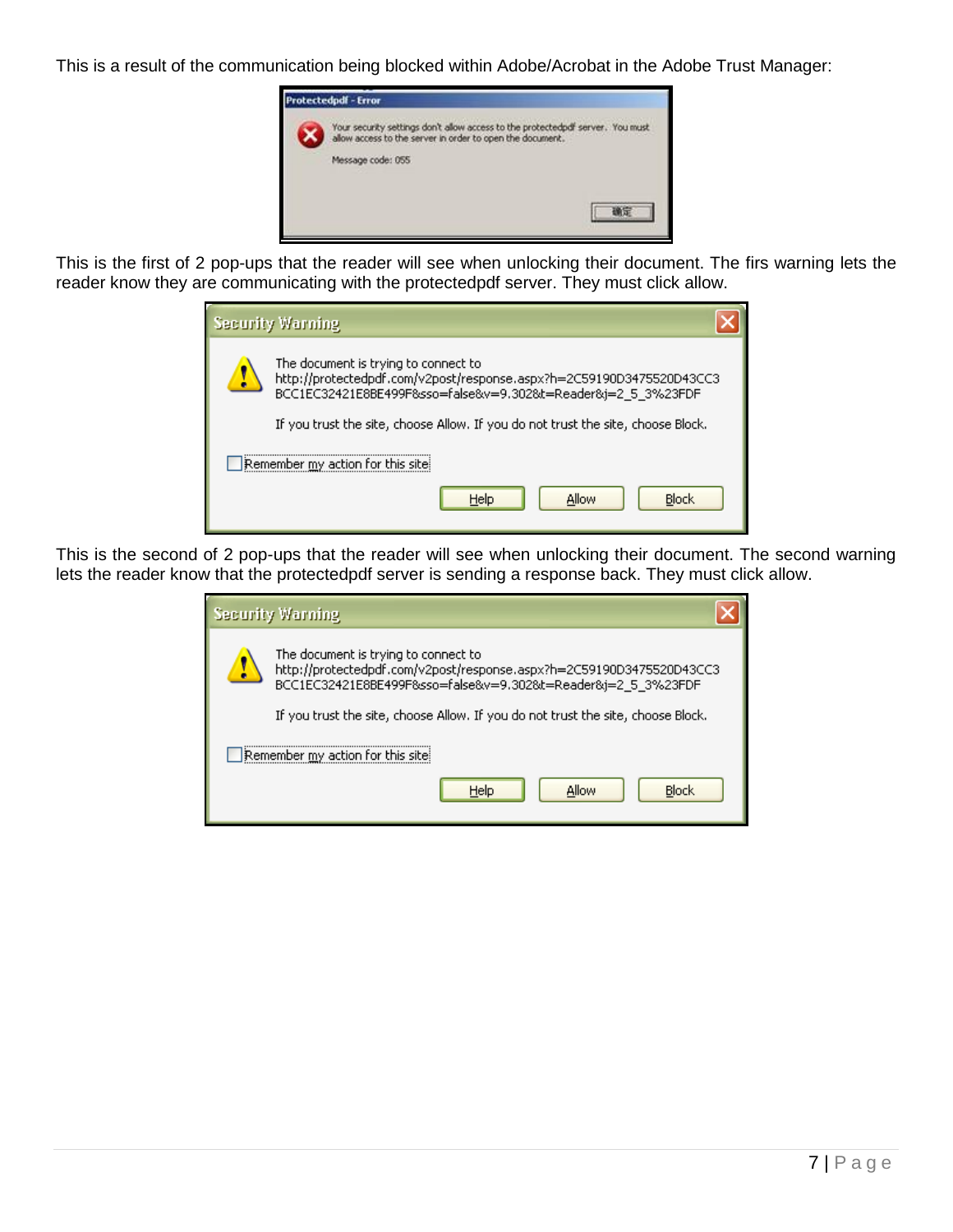This is a result of the communication being blocked within Adobe/Acrobat in the Adobe Trust Manager:

This is the first of 2 pop-ups that the reader will see when unlocking their document. The firs warning lets the reader know they are communicating with the protectedpdf server. They must click allow.

This is the second of 2 pop-ups that the reader will see when unlocking their document. The second warning lets the reader know that the protectedpdf server is sending a response back. They must click allow.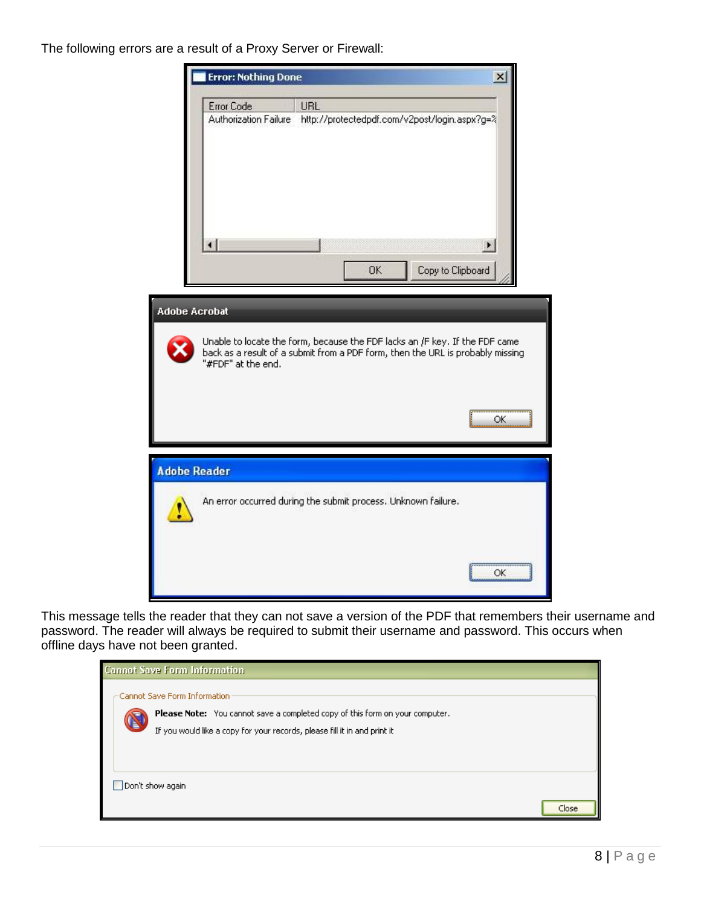The following errors are a result of a Proxy Server or Firewall:

**Error: Nothing Done**

| Error Code | URL |
| --- | --- |
| Authorization Failure | http://protectedpdf.com/v2post/login.aspx?g=% |

OK | Copy to Clipboard

**Adobe Acrobat**

Unable to locate the form, because the FDF lacks an /F key. If the FDF came back as a result of a submit from a PDF form, then the URL is probably missing "#FDF" at the end.

OK

**Adobe Reader**

An error occurred during the submit process. Unknown failure.

OK

This message tells the reader that they can not save a version of the PDF that remembers their username and password. The reader will always be required to submit their username and password. This occurs when offline days have not been granted.

**Cannot Save Form Information**

Cannot Save Form Information

**Please Note:** You cannot save a completed copy of this form on your computer.

If you would like a copy for your records, please fill it in and print it

Don't show again

Close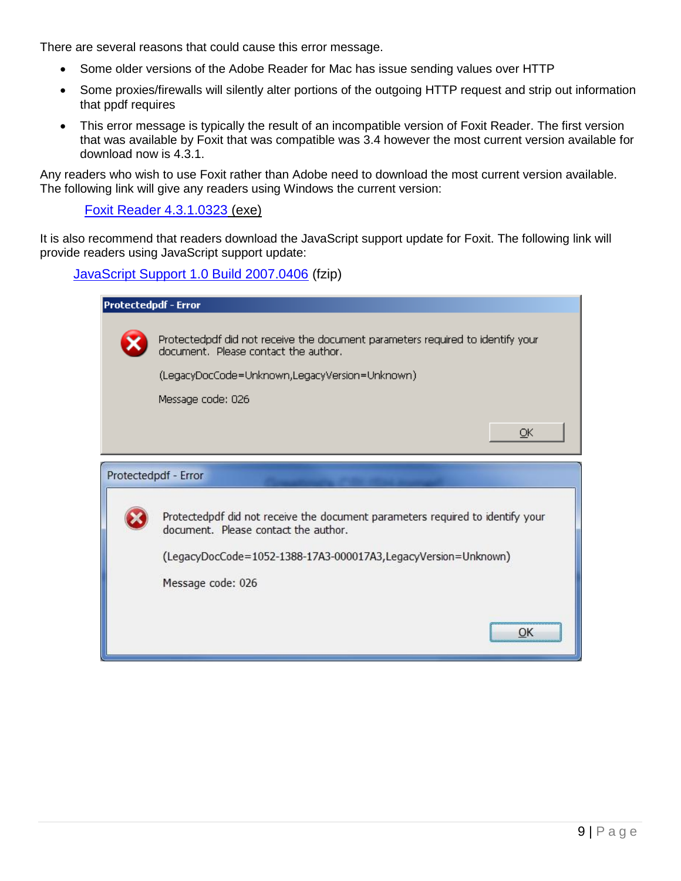There are several reasons that could cause this error message.

- Some older versions of the Adobe Reader for Mac has issue sending values over HTTP
- Some proxies/firewalls will silently alter portions of the outgoing HTTP request and strip out information that ppdf requires
- This error message is typically the result of an incompatible version of Foxit Reader. The first version that was available by Foxit that was compatible was 3.4 however the most current version available for download now is 4.3.1.

Any readers who wish to use Foxit rather than Adobe need to download the most current version available. The following link will give any readers using Windows the current version:

Foxit Reader 4.3.1.0323 (exe)

It is also recommend that readers download the JavaScript support update for Foxit. The following link will provide readers using JavaScript support update:

JavaScript Support 1.0 Build 2007.0406 (fzip)

**Protectedpdf - Error**

Protectedpdf did not receive the document parameters required to identify your document. Please contact the author.

(LegacyDocCode=Unknown,LegacyVersion=Unknown)

Message code: 026

OK

**Protectedpdf - Error**

Protectedpdf did not receive the document parameters required to identify your document. Please contact the author.

(LegacyDocCode=1052-1388-17A3-000017A3,LegacyVersion=Unknown)

Message code: 026

OK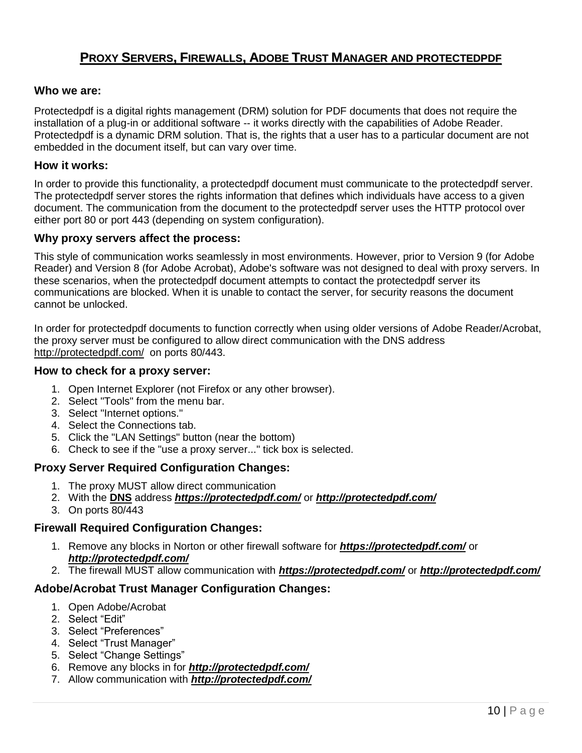# PROXY SERVERS, FIREWALLS, ADOBE TRUST MANAGER AND PROTECTEDPDF

### Who we are:

Protectedpdf is a digital rights management (DRM) solution for PDF documents that does not require the installation of a plug-in or additional software -- it works directly with the capabilities of Adobe Reader. Protectedpdf is a dynamic DRM solution. That is, the rights that a user has to a particular document are not embedded in the document itself, but can vary over time.

### How it works:

In order to provide this functionality, a protectedpdf document must communicate to the protectedpdf server. The protectedpdf server stores the rights information that defines which individuals have access to a given document. The communication from the document to the protectedpdf server uses the HTTP protocol over either port 80 or port 443 (depending on system configuration).

### Why proxy servers affect the process:

This style of communication works seamlessly in most environments. However, prior to Version 9 (for Adobe Reader) and Version 8 (for Adobe Acrobat), Adobe's software was not designed to deal with proxy servers. In these scenarios, when the protectedpdf document attempts to contact the protectedpdf server its communications are blocked. When it is unable to contact the server, for security reasons the document cannot be unlocked.

In order for protectedpdf documents to function correctly when using older versions of Adobe Reader/Acrobat, the proxy server must be configured to allow direct communication with the DNS address http://protectedpdf.com/ on ports 80/443.

### How to check for a proxy server:

1. Open Internet Explorer (not Firefox or any other browser).
2. Select "Tools" from the menu bar.
3. Select "Internet options."
4. Select the Connections tab.
5. Click the "LAN Settings" button (near the bottom)
6. Check to see if the "use a proxy server..." tick box is selected.

### Proxy Server Required Configuration Changes:

1. The proxy MUST allow direct communication
2. With the **DNS** address ***https://protectedpdf.com/*** or ***http://protectedpdf.com/***
3. On ports 80/443

### Firewall Required Configuration Changes:

1. Remove any blocks in Norton or other firewall software for ***https://protectedpdf.com/*** or ***http://protectedpdf.com/***
2. The firewall MUST allow communication with ***https://protectedpdf.com/*** or ***http://protectedpdf.com/***

### Adobe/Acrobat Trust Manager Configuration Changes:

1. Open Adobe/Acrobat
2. Select "Edit"
3. Select "Preferences"
4. Select "Trust Manager"
5. Select "Change Settings"
6. Remove any blocks in for ***http://protectedpdf.com/***
7. Allow communication with ***http://protectedpdf.com/***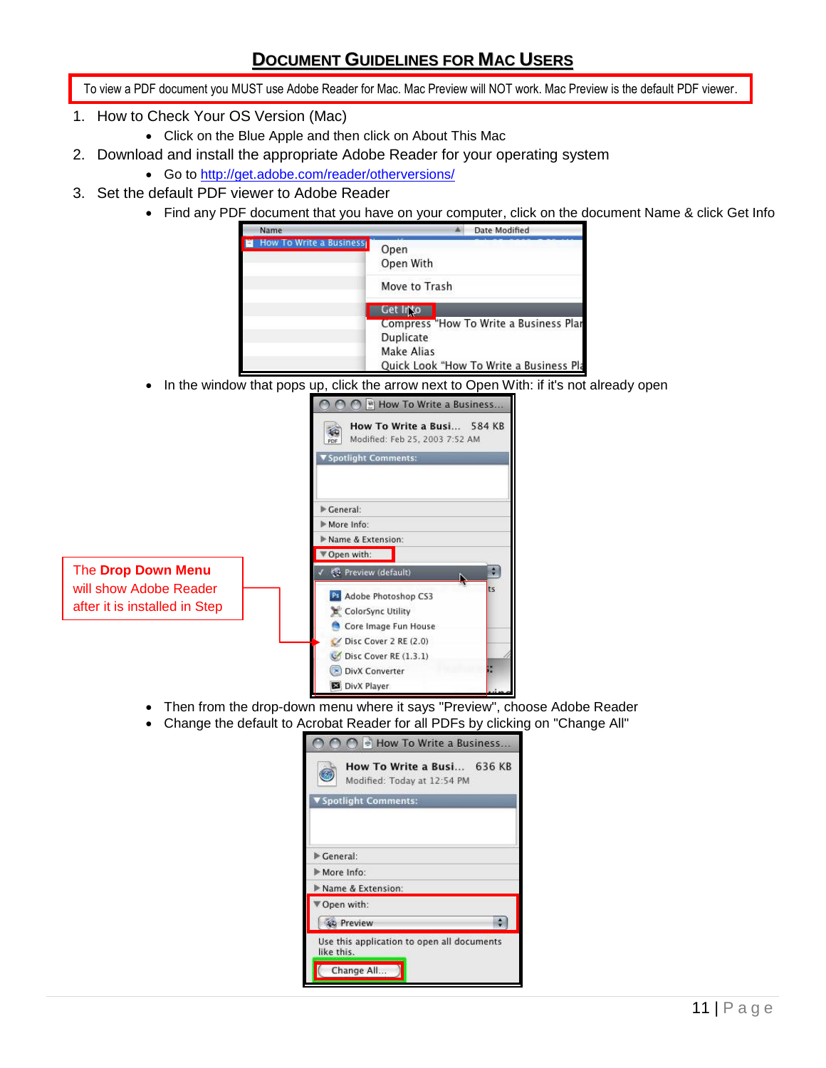# Document Guidelines for Mac Users

To view a PDF document you MUST use Adobe Reader for Mac. Mac Preview will NOT work. Mac Preview is the default PDF viewer.

1. How to Check Your OS Version (Mac)
   - Click on the Blue Apple and then click on About This Mac
2. Download and install the appropriate Adobe Reader for your operating system
   - Go to http://get.adobe.com/reader/otherversions/
3. Set the default PDF viewer to Adobe Reader
   - Find any PDF document that you have on your computer, click on the document Name & click Get Info
   - In the window that pops up, click the arrow next to Open With: if it's not already open

The **Drop Down Menu** will show Adobe Reader after it is installed in Step

   - Then from the drop-down menu where it says "Preview", choose Adobe Reader
   - Change the default to Acrobat Reader for all PDFs by clicking on "Change All"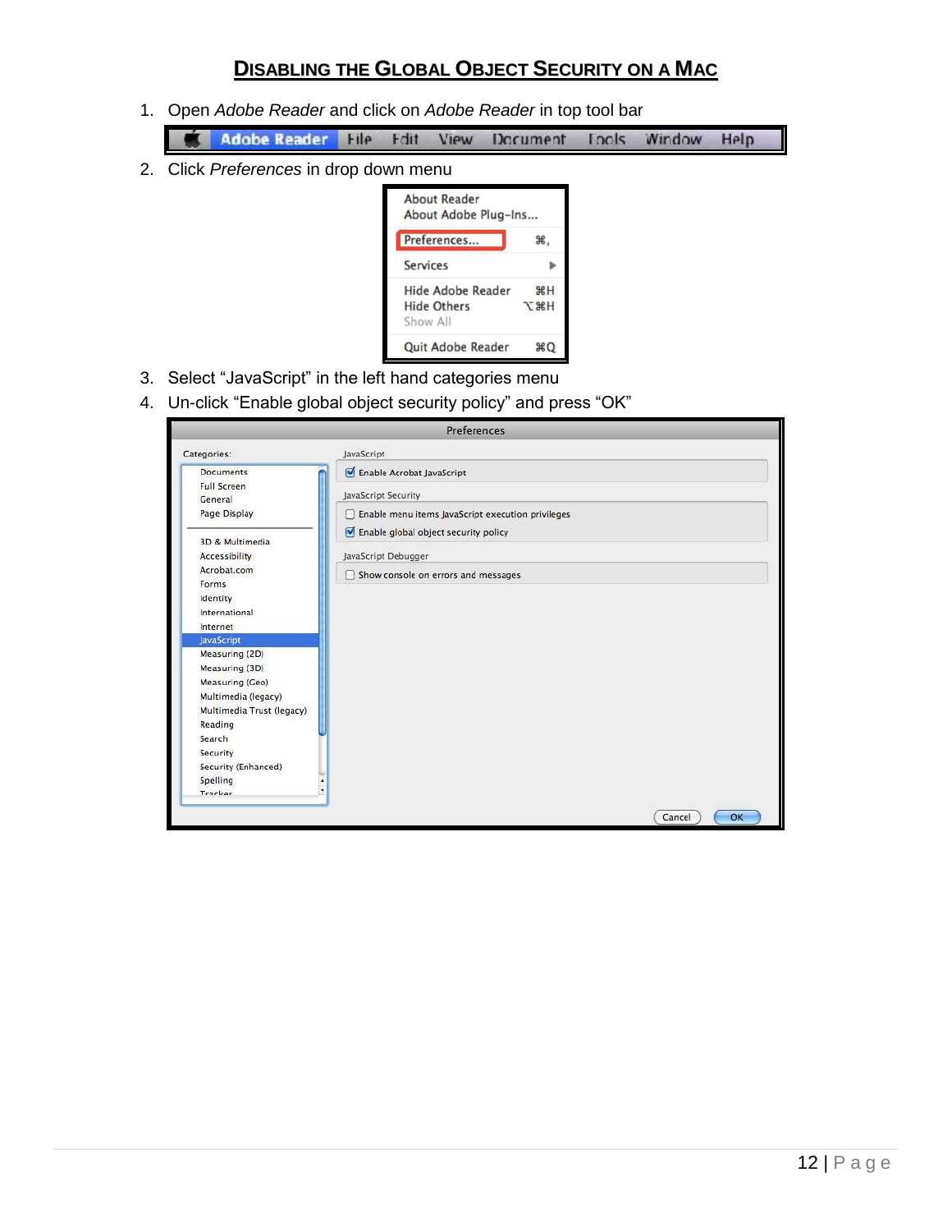# DISABLING THE GLOBAL OBJECT SECURITY ON A MAC

1. Open *Adobe Reader* and click on *Adobe Reader* in top tool bar
2. Click *Preferences* in drop down menu
3. Select "JavaScript" in the left hand categories menu
4. Un-click "Enable global object security policy" and press "OK"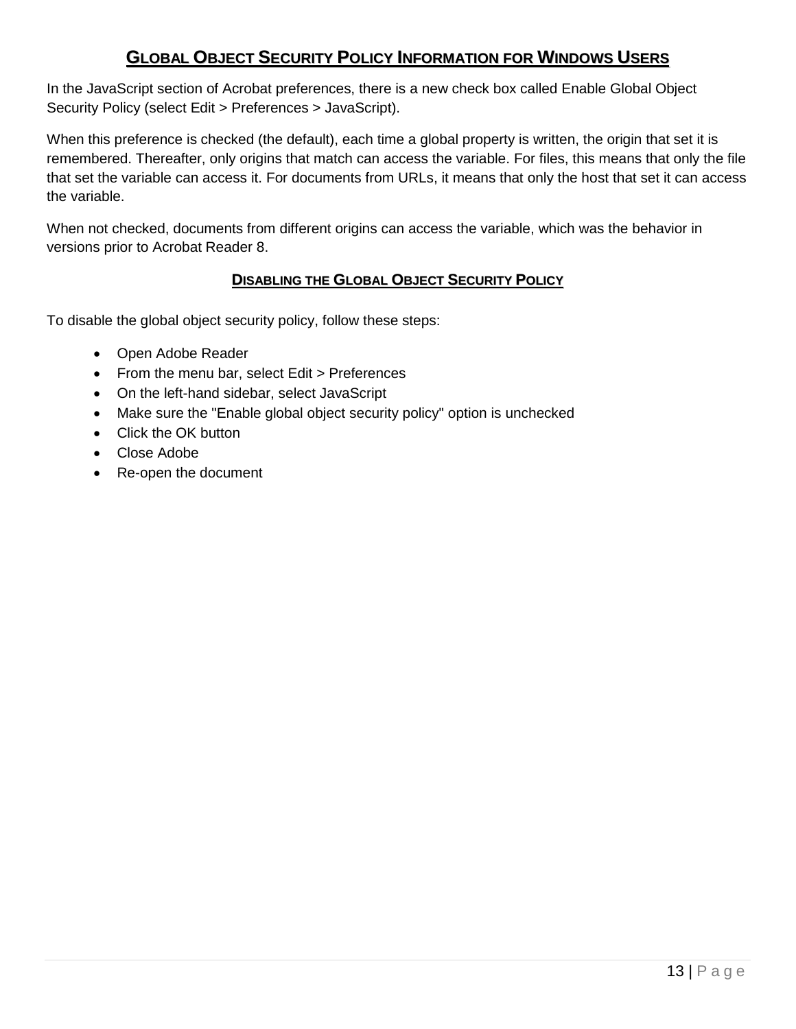## GLOBAL OBJECT SECURITY POLICY INFORMATION FOR WINDOWS USERS

In the JavaScript section of Acrobat preferences, there is a new check box called Enable Global Object Security Policy (select Edit > Preferences > JavaScript).

When this preference is checked (the default), each time a global property is written, the origin that set it is remembered. Thereafter, only origins that match can access the variable. For files, this means that only the file that set the variable can access it. For documents from URLs, it means that only the host that set it can access the variable.

When not checked, documents from different origins can access the variable, which was the behavior in versions prior to Acrobat Reader 8.

### DISABLING THE GLOBAL OBJECT SECURITY POLICY

To disable the global object security policy, follow these steps:

- Open Adobe Reader
- From the menu bar, select Edit > Preferences
- On the left-hand sidebar, select JavaScript
- Make sure the "Enable global object security policy" option is unchecked
- Click the OK button
- Close Adobe
- Re-open the document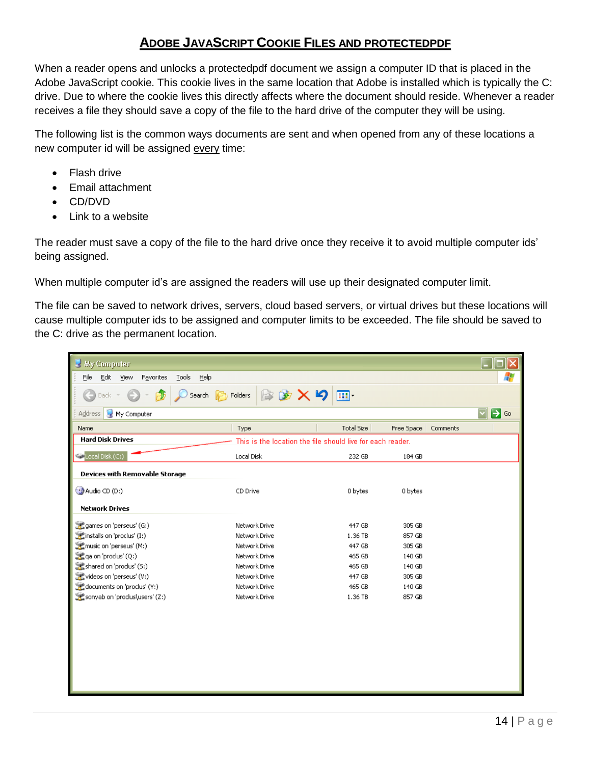# ADOBE JAVASCRIPT COOKIE FILES AND PROTECTEDPDF

When a reader opens and unlocks a protectedpdf document we assign a computer ID that is placed in the Adobe JavaScript cookie. This cookie lives in the same location that Adobe is installed which is typically the C: drive. Due to where the cookie lives this directly affects where the document should reside. Whenever a reader receives a file they should save a copy of the file to the hard drive of the computer they will be using.

The following list is the common ways documents are sent and when opened from any of these locations a new computer id will be assigned every time:

- Flash drive
- Email attachment
- CD/DVD
- Link to a website

The reader must save a copy of the file to the hard drive once they receive it to avoid multiple computer ids' being assigned.

When multiple computer id's are assigned the readers will use up their designated computer limit.

The file can be saved to network drives, servers, cloud based servers, or virtual drives but these locations will cause multiple computer ids to be assigned and computer limits to be exceeded. The file should be saved to the C: drive as the permanent location.

My Computer

File Edit View Favorites Tools Help

Address: My Computer

| Name | Type | Total Size | Free Space | Comments |
|---|---|---|---|---|
| **Hard Disk Drives** | This is the location the file should live for each reader. | | | |
| Local Disk (C:) | Local Disk | 232 GB | 184 GB | |
| **Devices with Removable Storage** | | | | |
| Audio CD (D:) | CD Drive | 0 bytes | 0 bytes | |
| **Network Drives** | | | | |
| games on 'perseus' (G:) | Network Drive | 447 GB | 305 GB | |
| installs on 'proclus' (I:) | Network Drive | 1.36 TB | 857 GB | |
| music on 'perseus' (M:) | Network Drive | 447 GB | 305 GB | |
| qa on 'proclus' (Q:) | Network Drive | 465 GB | 140 GB | |
| shared on 'proclus' (S:) | Network Drive | 465 GB | 140 GB | |
| videos on 'perseus' (V:) | Network Drive | 447 GB | 305 GB | |
| documents on 'proclus' (Y:) | Network Drive | 465 GB | 140 GB | |
| sonyab on 'proclus\users' (Z:) | Network Drive | 1.36 TB | 857 GB | |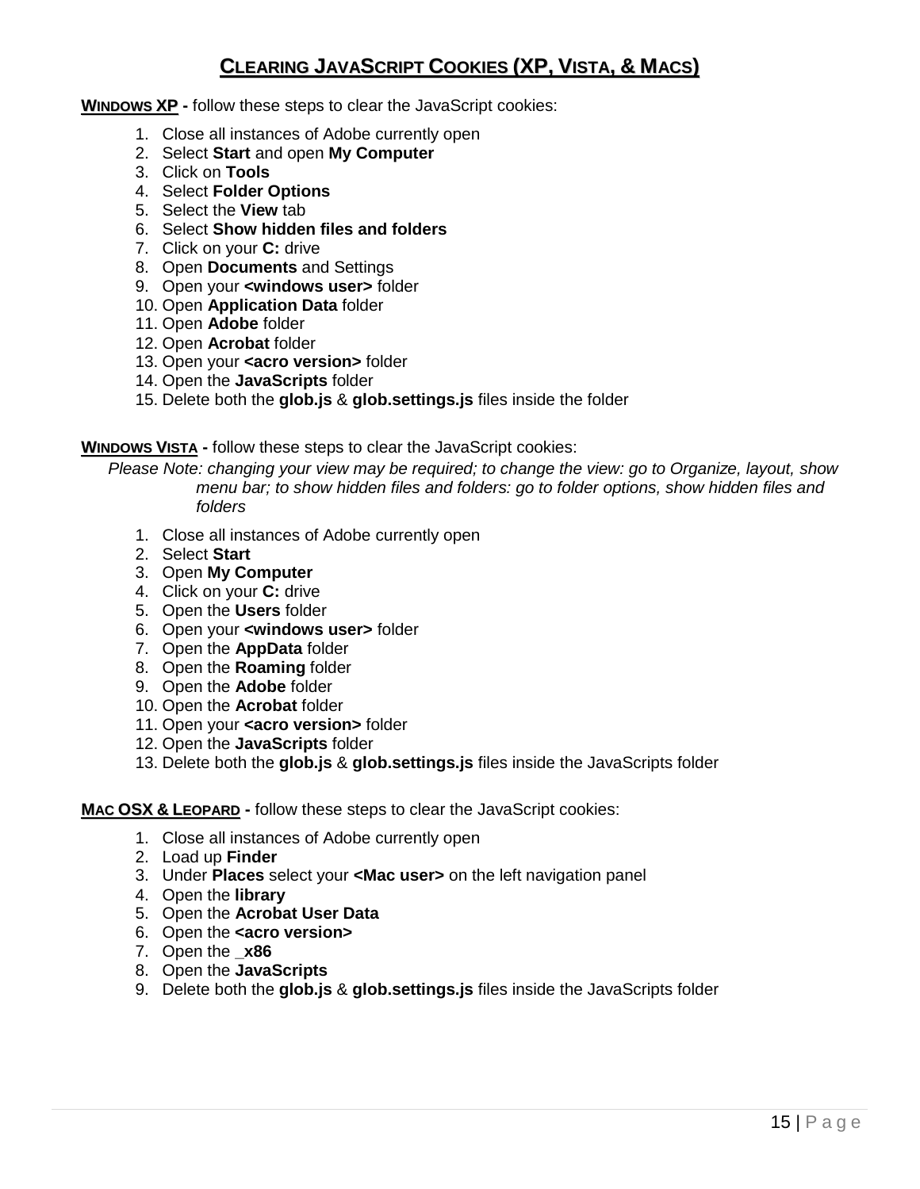# Clearing JavaScript Cookies (XP, Vista, & Macs)

**Windows XP -** follow these steps to clear the JavaScript cookies:

1. Close all instances of Adobe currently open
2. Select **Start** and open **My Computer**
3. Click on **Tools**
4. Select **Folder Options**
5. Select the **View** tab
6. Select **Show hidden files and folders**
7. Click on your **C:** drive
8. Open **Documents** and Settings
9. Open your **<windows user>** folder
10. Open **Application Data** folder
11. Open **Adobe** folder
12. Open **Acrobat** folder
13. Open your **<acro version>** folder
14. Open the **JavaScripts** folder
15. Delete both the **glob.js** & **glob.settings.js** files inside the folder

**Windows Vista -** follow these steps to clear the JavaScript cookies:

*Please Note: changing your view may be required; to change the view: go to Organize, layout, show menu bar; to show hidden files and folders: go to folder options, show hidden files and folders*

1. Close all instances of Adobe currently open
2. Select **Start**
3. Open **My Computer**
4. Click on your **C:** drive
5. Open the **Users** folder
6. Open your **<windows user>** folder
7. Open the **AppData** folder
8. Open the **Roaming** folder
9. Open the **Adobe** folder
10. Open the **Acrobat** folder
11. Open your **<acro version>** folder
12. Open the **JavaScripts** folder
13. Delete both the **glob.js** & **glob.settings.js** files inside the JavaScripts folder

**Mac OSX & Leopard -** follow these steps to clear the JavaScript cookies:

1. Close all instances of Adobe currently open
2. Load up **Finder**
3. Under **Places** select your **<Mac user>** on the left navigation panel
4. Open the **library**
5. Open the **Acrobat User Data**
6. Open the **<acro version>**
7. Open the **_x86**
8. Open the **JavaScripts**
9. Delete both the **glob.js** & **glob.settings.js** files inside the JavaScripts folder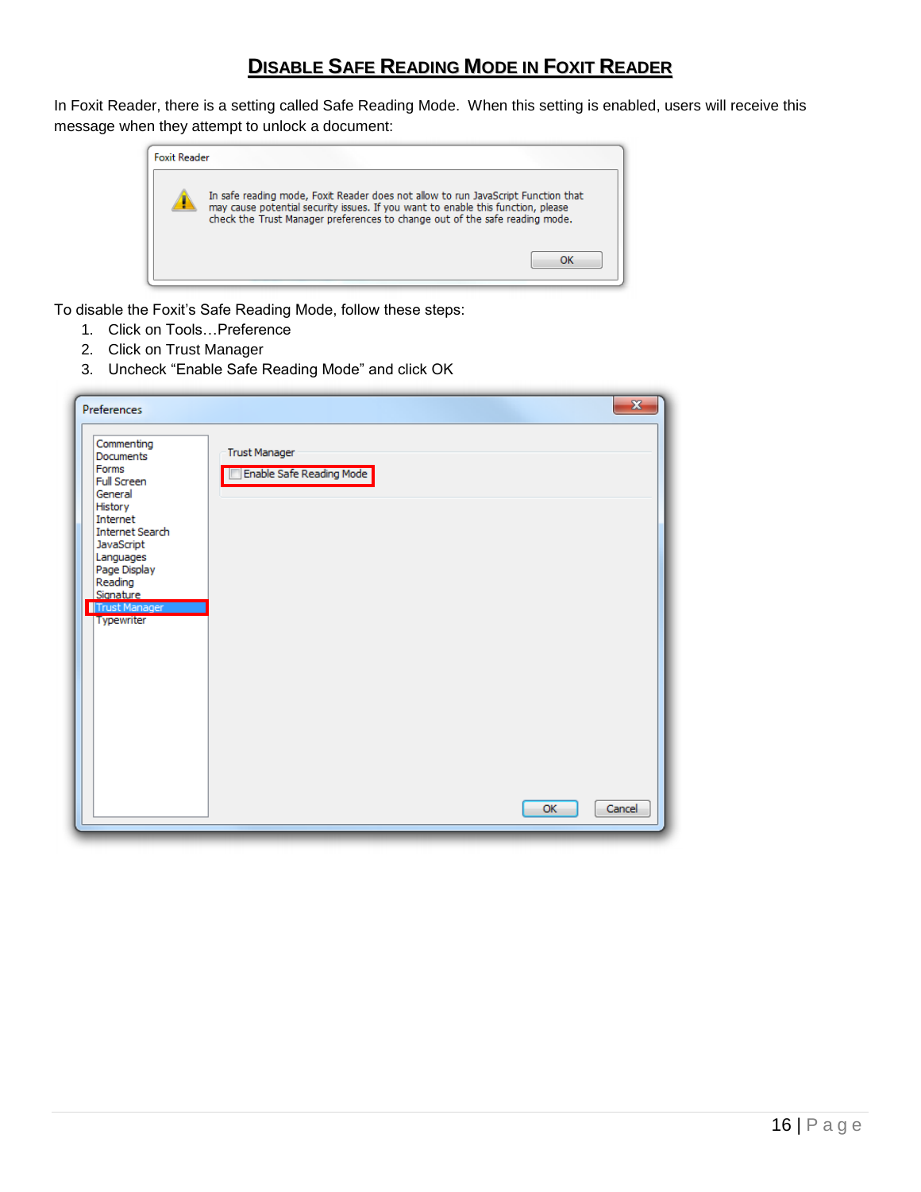# Disable Safe Reading Mode in Foxit Reader

In Foxit Reader, there is a setting called Safe Reading Mode. When this setting is enabled, users will receive this message when they attempt to unlock a document:

To disable the Foxit's Safe Reading Mode, follow these steps:

1. Click on Tools…Preference
2. Click on Trust Manager
3. Uncheck "Enable Safe Reading Mode" and click OK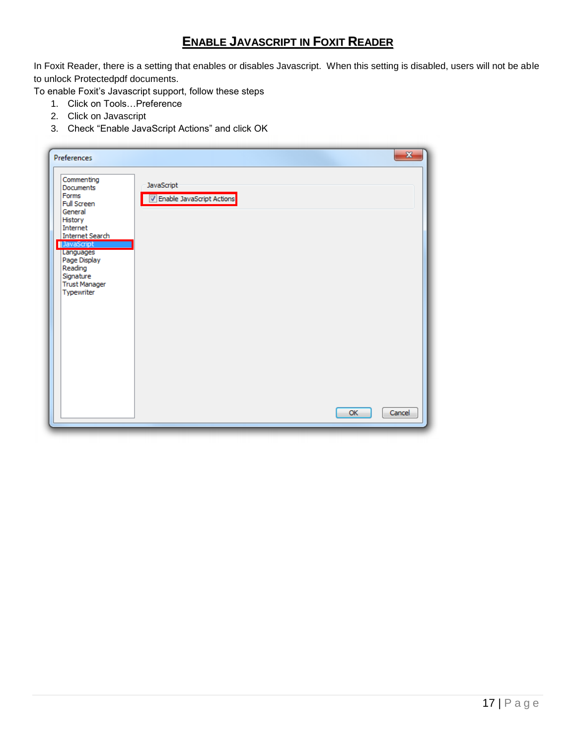# ENABLE JAVASCRIPT IN FOXIT READER

In Foxit Reader, there is a setting that enables or disables Javascript. When this setting is disabled, users will not be able to unlock Protectedpdf documents.

To enable Foxit's Javascript support, follow these steps

1. Click on Tools…Preference
2. Click on Javascript
3. Check "Enable JavaScript Actions" and click OK